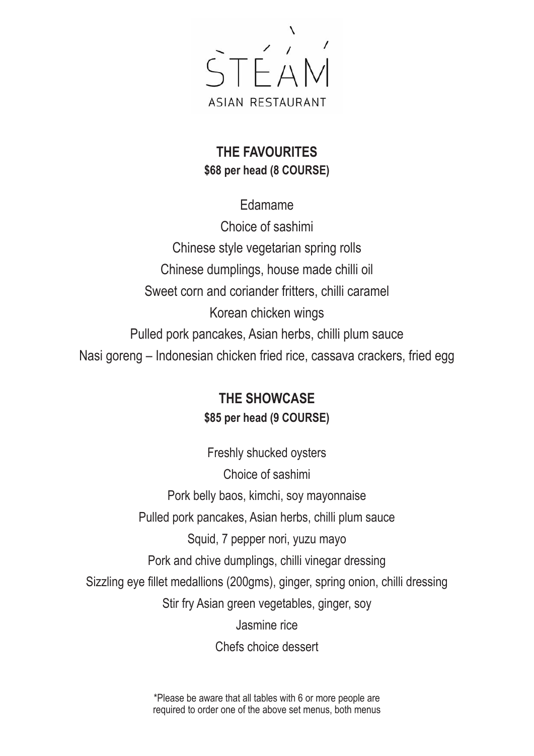# STEAM

ASIAN RESTAURANT

## THE FAVOURITES

**$68 per head (8 COURSE)**

Edamame

Choice of sashimi

Chinese style vegetarian spring rolls

Chinese dumplings, house made chilli oil

Sweet corn and coriander fritters, chilli caramel

Korean chicken wings

Pulled pork pancakes, Asian herbs, chilli plum sauce

Nasi goreng – Indonesian chicken fried rice, cassava crackers, fried egg

## THE SHOWCASE

**$85 per head (9 COURSE)**

Freshly shucked oysters

Choice of sashimi

Pork belly baos, kimchi, soy mayonnaise

Pulled pork pancakes, Asian herbs, chilli plum sauce

Squid, 7 pepper nori, yuzu mayo

Pork and chive dumplings, chilli vinegar dressing

Sizzling eye fillet medallions (200gms), ginger, spring onion, chilli dressing

Stir fry Asian green vegetables, ginger, soy

Jasmine rice

Chefs choice dessert

*Please be aware that all tables with 6 or more people are required to order one of the above set menus, both menus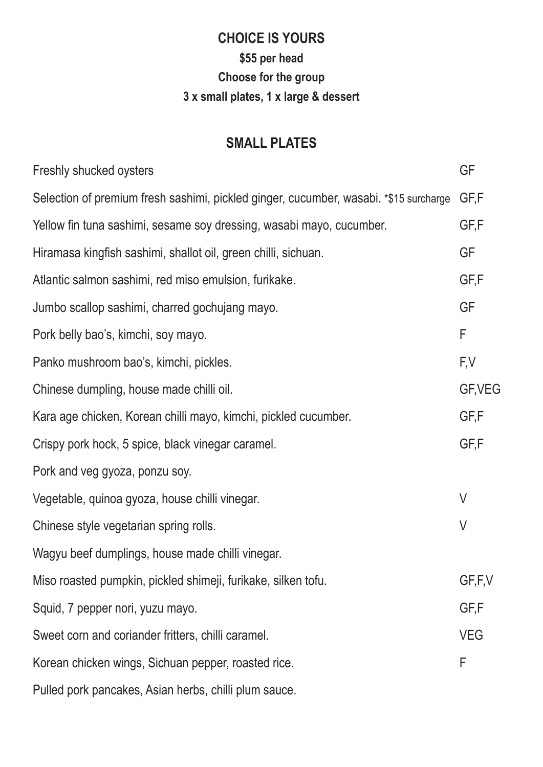# CHOICE IS YOURS

**$55 per head**

**Choose for the group**

**3 x small plates, 1 x large & dessert**

## SMALL PLATES

| | |
|---|---|
| Freshly shucked oysters | GF |
| Selection of premium fresh sashimi, pickled ginger, cucumber, wasabi. *$15 surcharge | GF,F |
| Yellow fin tuna sashimi, sesame soy dressing, wasabi mayo, cucumber. | GF,F |
| Hiramasa kingfish sashimi, shallot oil, green chilli, sichuan. | GF |
| Atlantic salmon sashimi, red miso emulsion, furikake. | GF,F |
| Jumbo scallop sashimi, charred gochujang mayo. | GF |
| Pork belly bao's, kimchi, soy mayo. | F |
| Panko mushroom bao's, kimchi, pickles. | F,V |
| Chinese dumpling, house made chilli oil. | GF,VEG |
| Kara age chicken, Korean chilli mayo, kimchi, pickled cucumber. | GF,F |
| Crispy pork hock, 5 spice, black vinegar caramel. | GF,F |
| Pork and veg gyoza, ponzu soy. | |
| Vegetable, quinoa gyoza, house chilli vinegar. | V |
| Chinese style vegetarian spring rolls. | V |
| Wagyu beef dumplings, house made chilli vinegar. | |
| Miso roasted pumpkin, pickled shimeji, furikake, silken tofu. | GF,F,V |
| Squid, 7 pepper nori, yuzu mayo. | GF,F |
| Sweet corn and coriander fritters, chilli caramel. | VEG |
| Korean chicken wings, Sichuan pepper, roasted rice. | F |
| Pulled pork pancakes, Asian herbs, chilli plum sauce. | |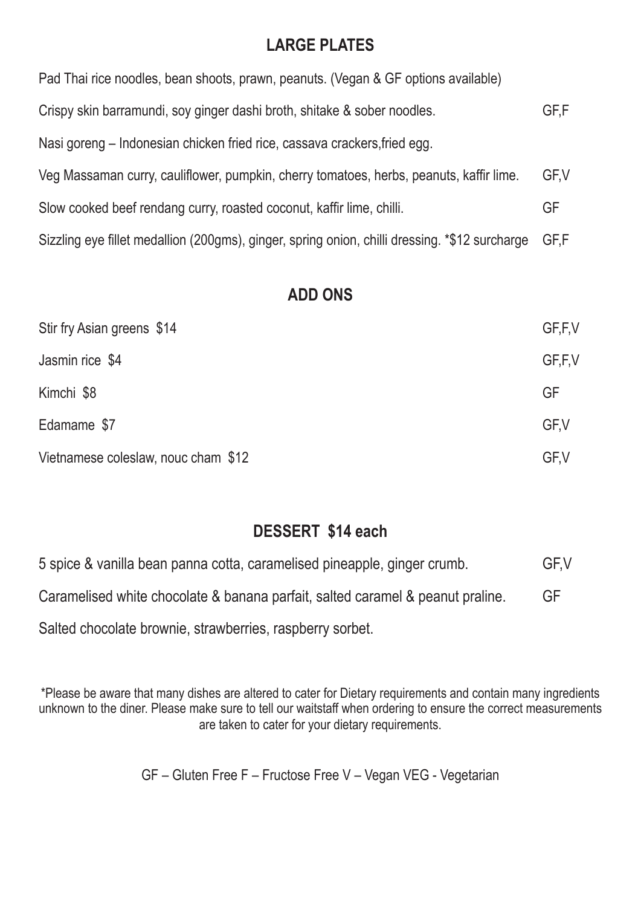## LARGE PLATES

| | |
|---|---|
| Pad Thai rice noodles, bean shoots, prawn, peanuts. (Vegan & GF options available) | |
| Crispy skin barramundi, soy ginger dashi broth, shitake & sober noodles. | GF,F |
| Nasi goreng – Indonesian chicken fried rice, cassava crackers,fried egg. | |
| Veg Massaman curry, cauliflower, pumpkin, cherry tomatoes, herbs, peanuts, kaffir lime. | GF,V |
| Slow cooked beef rendang curry, roasted coconut, kaffir lime, chilli. | GF |
| Sizzling eye fillet medallion (200gms), ginger, spring onion, chilli dressing. *$12 surcharge | GF,F |

## ADD ONS

| | |
|---|---|
| Stir fry Asian greens $14 | GF,F,V |
| Jasmin rice $4 | GF,F,V |
| Kimchi $8 | GF |
| Edamame $7 | GF,V |
| Vietnamese coleslaw, nouc cham $12 | GF,V |

## DESSERT $14 each

| | |
|---|---|
| 5 spice & vanilla bean panna cotta, caramelised pineapple, ginger crumb. | GF,V |
| Caramelised white chocolate & banana parfait, salted caramel & peanut praline. | GF |
| Salted chocolate brownie, strawberries, raspberry sorbet. | |

*Please be aware that many dishes are altered to cater for Dietary requirements and contain many ingredients unknown to the diner. Please make sure to tell our waitstaff when ordering to ensure the correct measurements are taken to cater for your dietary requirements.

GF – Gluten Free F – Fructose Free V – Vegan VEG - Vegetarian